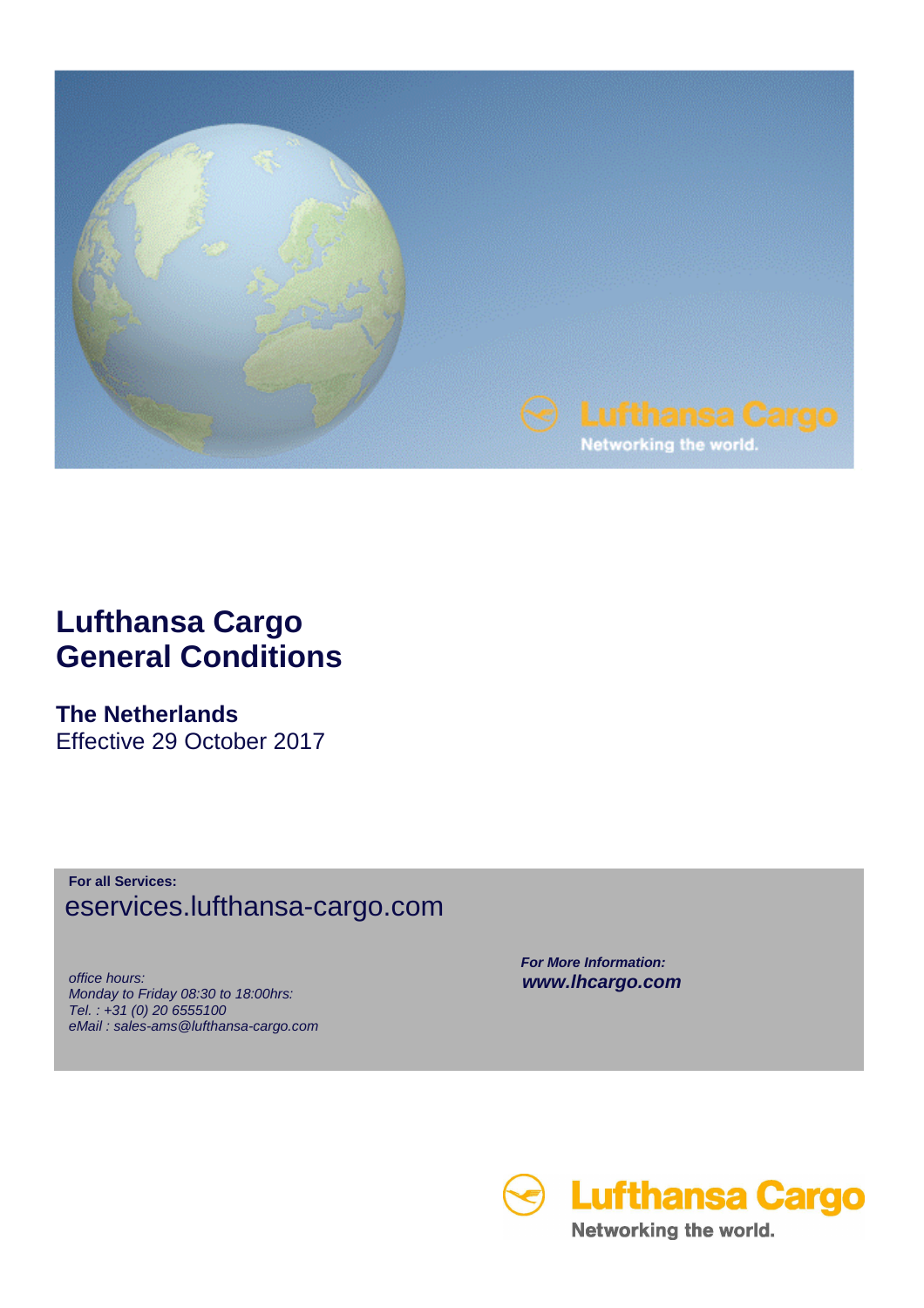# Lufthansa Cargo General Conditions

## The Netherlands

Effective 29 October 2017

**For all Services:**

eservices.lufthansa-cargo.com

*office hours:*
*Monday to Friday 08:30 to 18:00hrs:*
*Tel. : +31 (0) 20 6555100*
*eMail : sales-ams@lufthansa-cargo.com*

***For More Information:***

***www.lhcargo.com***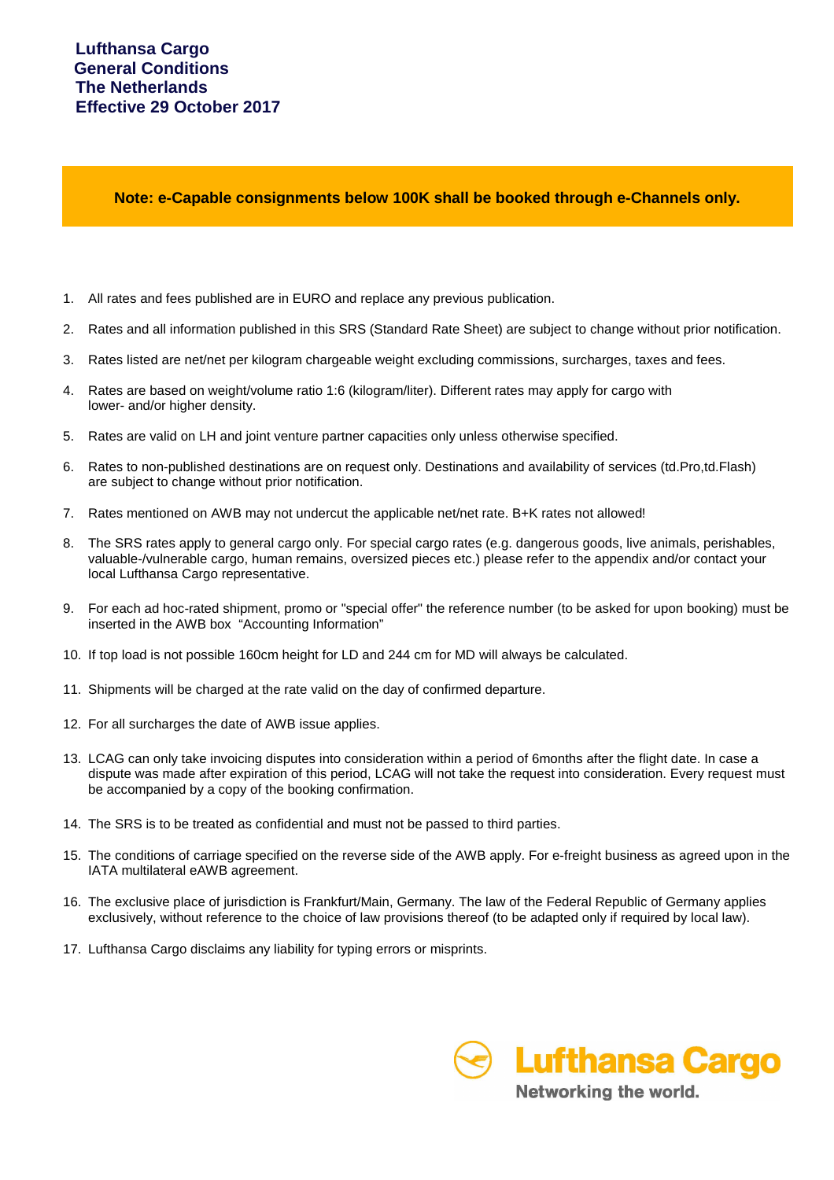# Lufthansa Cargo
# General Conditions
# The Netherlands
# Effective 29 October 2017

**Note: e-Capable consignments below 100K shall be booked through e-Channels only.**

1. All rates and fees published are in EURO and replace any previous publication.
2. Rates and all information published in this SRS (Standard Rate Sheet) are subject to change without prior notification.
3. Rates listed are net/net per kilogram chargeable weight excluding commissions, surcharges, taxes and fees.
4. Rates are based on weight/volume ratio 1:6 (kilogram/liter). Different rates may apply for cargo with lower- and/or higher density.
5. Rates are valid on LH and joint venture partner capacities only unless otherwise specified.
6. Rates to non-published destinations are on request only. Destinations and availability of services (td.Pro,td.Flash) are subject to change without prior notification.
7. Rates mentioned on AWB may not undercut the applicable net/net rate. B+K rates not allowed!
8. The SRS rates apply to general cargo only. For special cargo rates (e.g. dangerous goods, live animals, perishables, valuable-/vulnerable cargo, human remains, oversized pieces etc.) please refer to the appendix and/or contact your local Lufthansa Cargo representative.
9. For each ad hoc-rated shipment, promo or "special offer" the reference number (to be asked for upon booking) must be inserted in the AWB box "Accounting Information"
10. If top load is not possible 160cm height for LD and 244 cm for MD will always be calculated.
11. Shipments will be charged at the rate valid on the day of confirmed departure.
12. For all surcharges the date of AWB issue applies.
13. LCAG can only take invoicing disputes into consideration within a period of 6months after the flight date. In case a dispute was made after expiration of this period, LCAG will not take the request into consideration. Every request must be accompanied by a copy of the booking confirmation.
14. The SRS is to be treated as confidential and must not be passed to third parties.
15. The conditions of carriage specified on the reverse side of the AWB apply. For e-freight business as agreed upon in the IATA multilateral eAWB agreement.
16. The exclusive place of jurisdiction is Frankfurt/Main, Germany. The law of the Federal Republic of Germany applies exclusively, without reference to the choice of law provisions thereof (to be adapted only if required by local law).
17. Lufthansa Cargo disclaims any liability for typing errors or misprints.

Lufthansa Cargo
Networking the world.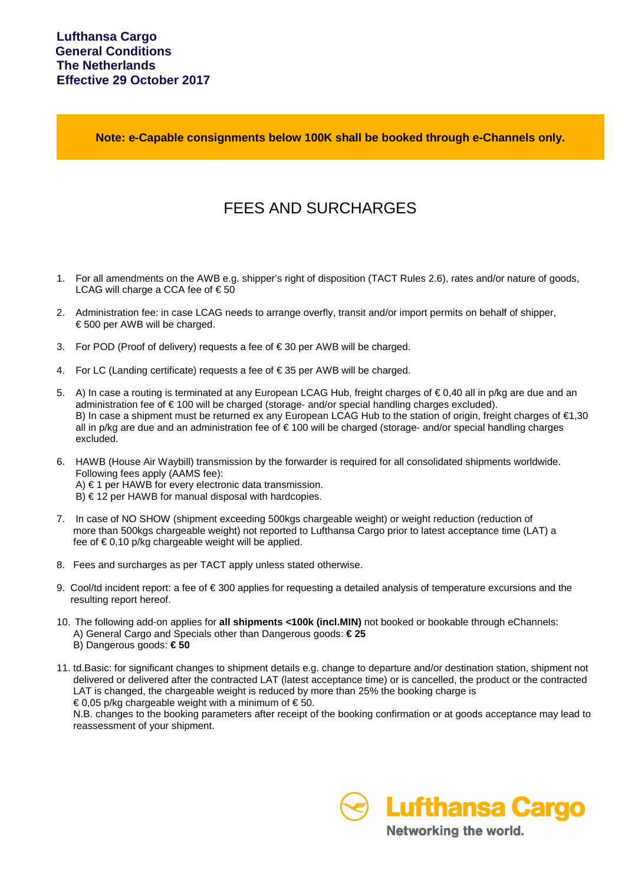**Lufthansa Cargo**
**General Conditions**
**The Netherlands**
**Effective 29 October 2017**

**Note: e-Capable consignments below 100K shall be booked through e-Channels only.**

# FEES AND SURCHARGES

1. For all amendments on the AWB e.g. shipper's right of disposition (TACT Rules 2.6), rates and/or nature of goods, LCAG will charge a CCA fee of € 50

2. Administration fee: in case LCAG needs to arrange overfly, transit and/or import permits on behalf of shipper, € 500 per AWB will be charged.

3. For POD (Proof of delivery) requests a fee of € 30 per AWB will be charged.

4. For LC (Landing certificate) requests a fee of € 35 per AWB will be charged.

5. A) In case a routing is terminated at any European LCAG Hub, freight charges of € 0,40 all in p/kg are due and an administration fee of € 100 will be charged (storage- and/or special handling charges excluded).
   B) In case a shipment must be returned ex any European LCAG Hub to the station of origin, freight charges of €1,30 all in p/kg are due and an administration fee of € 100 will be charged (storage- and/or special handling charges excluded.

6. HAWB (House Air Waybill) transmission by the forwarder is required for all consolidated shipments worldwide. Following fees apply (AAMS fee):
   A) € 1 per HAWB for every electronic data transmission.
   B) € 12 per HAWB for manual disposal with hardcopies.

7. In case of NO SHOW (shipment exceeding 500kgs chargeable weight) or weight reduction (reduction of more than 500kgs chargeable weight) not reported to Lufthansa Cargo prior to latest acceptance time (LAT) a fee of € 0,10 p/kg chargeable weight will be applied.

8. Fees and surcharges as per TACT apply unless stated otherwise.

9. Cool/td incident report: a fee of € 300 applies for requesting a detailed analysis of temperature excursions and the resulting report hereof.

10. The following add-on applies for **all shipments <100k (incl.MIN)** not booked or bookable through eChannels:
    A) General Cargo and Specials other than Dangerous goods: **€ 25**
    B) Dangerous goods: **€ 50**

11. td.Basic: for significant changes to shipment details e.g. change to departure and/or destination station, shipment not delivered or delivered after the contracted LAT (latest acceptance time) or is cancelled, the product or the contracted LAT is changed, the chargeable weight is reduced by more than 25% the booking charge is € 0,05 p/kg chargeable weight with a minimum of € 50.
    N.B. changes to the booking parameters after receipt of the booking confirmation or at goods acceptance may lead to reassessment of your shipment.

Lufthansa Cargo
Networking the world.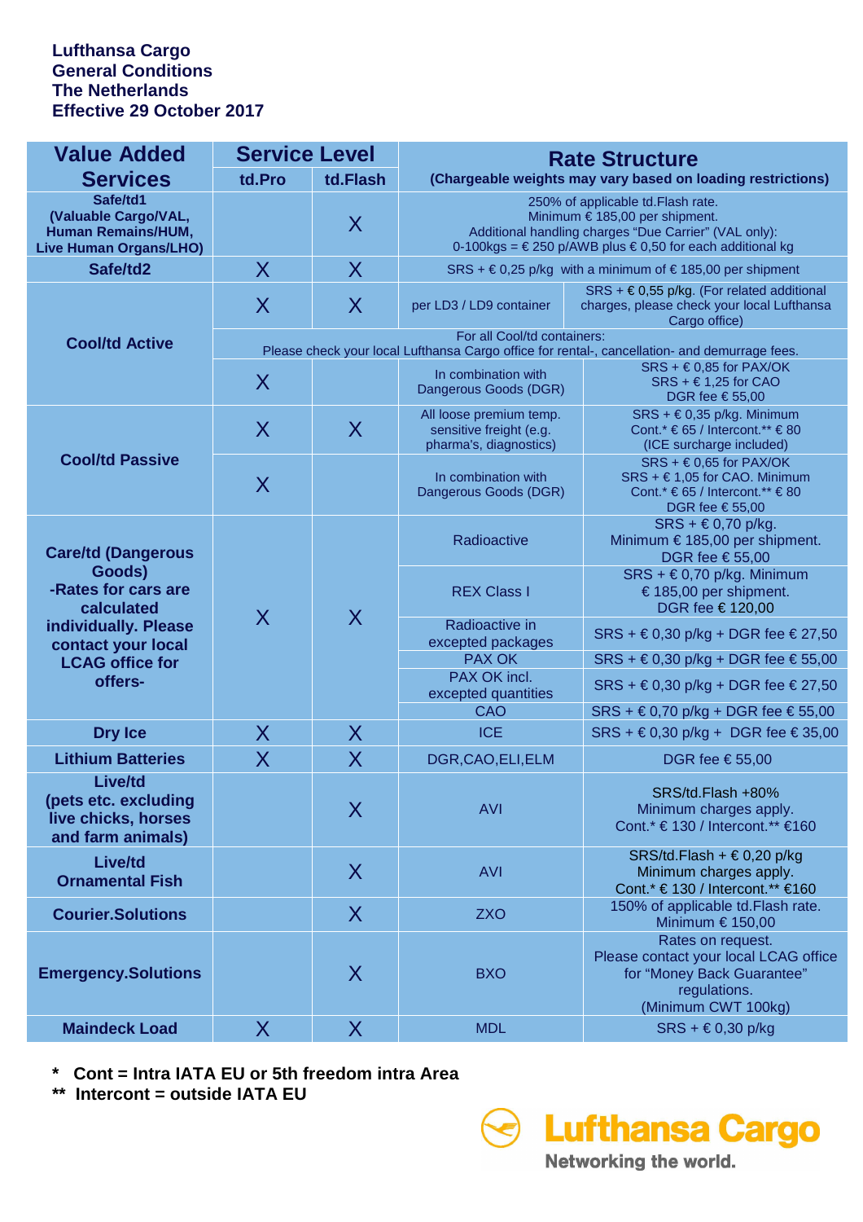**Lufthansa Cargo**
**General Conditions**
**The Netherlands**
**Effective 29 October 2017**

| Value Added Services | Service Level | | Rate Structure (Chargeable weights may vary based on loading restrictions) | |
|---|---|---|---|---|
| | td.Pro | td.Flash | | |
| Safe/td1 (Valuable Cargo/VAL, Human Remains/HUM, Live Human Organs/LHO) | | X | 250% of applicable td.Flash rate. Minimum € 185,00 per shipment. Additional handling charges "Due Carrier" (VAL only): 0-100kgs = € 250 p/AWB plus € 0,50 for each additional kg | |
| Safe/td2 | X | X | SRS + € 0,25 p/kg with a minimum of € 185,00 per shipment | |
| Cool/td Active | X | X | per LD3 / LD9 container | SRS + € 0,55 p/kg. (For related additional charges, please check your local Lufthansa Cargo office) |
| | | | For all Cool/td containers: Please check your local Lufthansa Cargo office for rental-, cancellation- and demurrage fees. | |
| | X | | In combination with Dangerous Goods (DGR) | SRS + € 0,85 for PAX/OK SRS + € 1,25 for CAO DGR fee € 55,00 |
| Cool/td Passive | X | X | All loose premium temp. sensitive freight (e.g. pharma's, diagnostics) | SRS + € 0,35 p/kg. Minimum Cont.* € 65 / Intercont.** € 80 (ICE surcharge included) |
| | X | | In combination with Dangerous Goods (DGR) | SRS + € 0,65 for PAX/OK SRS + € 1,05 for CAO. Minimum Cont.* € 65 / Intercont.** € 80 DGR fee € 55,00 |
| Care/td (Dangerous Goods) -Rates for cars are calculated individually. Please contact your local LCAG office for offers- | X | X | Radioactive | SRS + € 0,70 p/kg. Minimum € 185,00 per shipment. DGR fee € 55,00 |
| | | | REX Class I | SRS + € 0,70 p/kg. Minimum € 185,00 per shipment. DGR fee € 120,00 |
| | | | Radioactive in excepted packages | SRS + € 0,30 p/kg + DGR fee € 27,50 |
| | | | PAX OK | SRS + € 0,30 p/kg + DGR fee € 55,00 |
| | | | PAX OK incl. excepted quantities | SRS + € 0,30 p/kg + DGR fee € 27,50 |
| | | | CAO | SRS + € 0,70 p/kg + DGR fee € 55,00 |
| Dry Ice | X | X | ICE | SRS + € 0,30 p/kg + DGR fee € 35,00 |
| Lithium Batteries | X | X | DGR,CAO,ELI,ELM | DGR fee € 55,00 |
| Live/td (pets etc. excluding live chicks, horses and farm animals) | | X | AVI | SRS/td.Flash +80% Minimum charges apply. Cont.* € 130 / Intercont.** €160 |
| Live/td Ornamental Fish | | X | AVI | SRS/td.Flash + € 0,20 p/kg Minimum charges apply. Cont.* € 130 / Intercont.** €160 |
| Courier.Solutions | | X | ZXO | 150% of applicable td.Flash rate. Minimum € 150,00 |
| Emergency.Solutions | | X | BXO | Rates on request. Please contact your local LCAG office for "Money Back Guarantee" regulations. (Minimum CWT 100kg) |
| Maindeck Load | X | X | MDL | SRS + € 0,30 p/kg |

**\* Cont = Intra IATA EU or 5th freedom intra Area**
**\*\* Intercont = outside IATA EU**

Lufthansa Cargo
Networking the world.